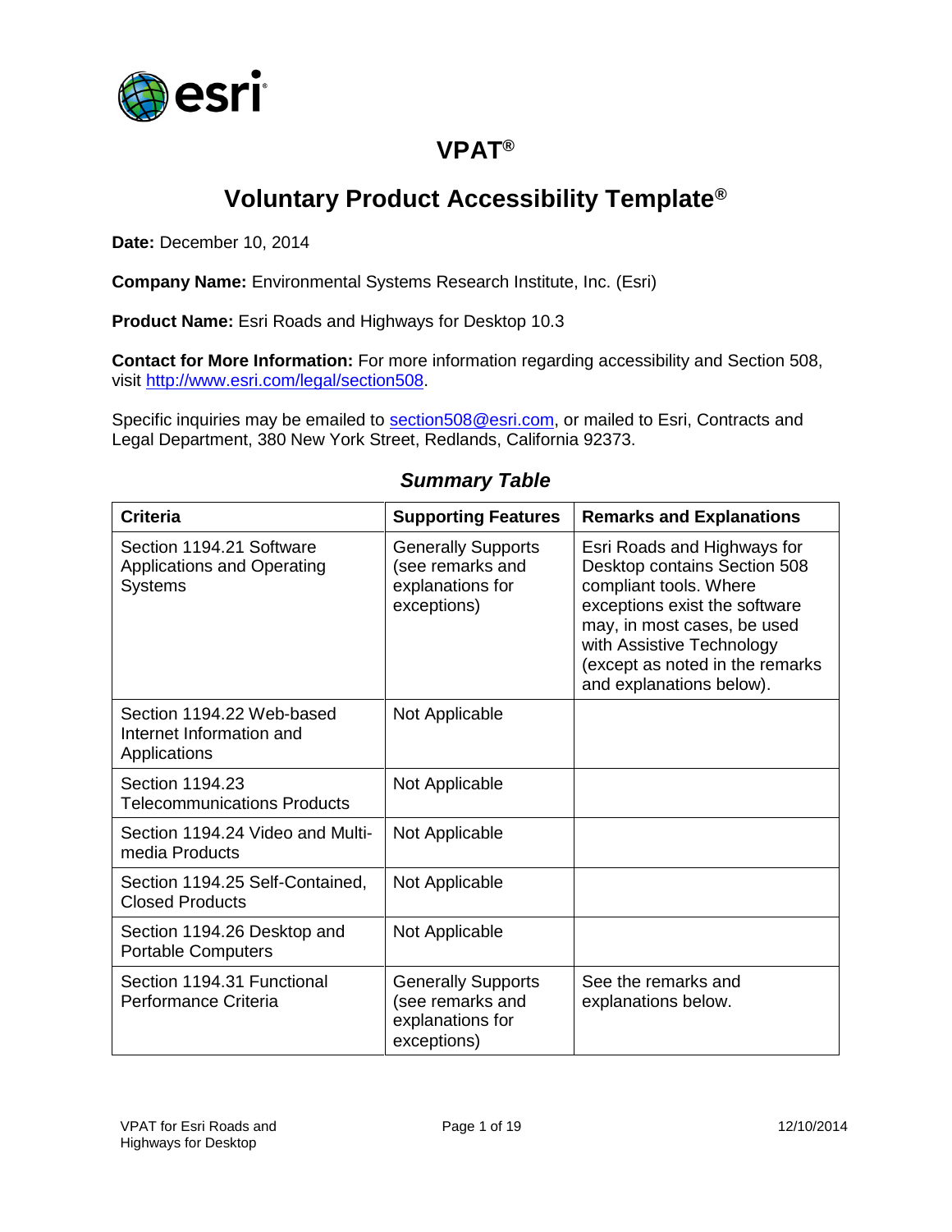# VPAT®

## Voluntary Product Accessibility Template®

**Date:** December 10, 2014

**Company Name:** Environmental Systems Research Institute, Inc. (Esri)

**Product Name:** Esri Roads and Highways for Desktop 10.3

**Contact for More Information:** For more information regarding accessibility and Section 508, visit http://www.esri.com/legal/section508.

Specific inquiries may be emailed to section508@esri.com, or mailed to Esri, Contracts and Legal Department, 380 New York Street, Redlands, California 92373.

### *Summary Table*

| Criteria | Supporting Features | Remarks and Explanations |
|---|---|---|
| Section 1194.21 Software Applications and Operating Systems | Generally Supports (see remarks and explanations for exceptions) | Esri Roads and Highways for Desktop contains Section 508 compliant tools. Where exceptions exist the software may, in most cases, be used with Assistive Technology (except as noted in the remarks and explanations below). |
| Section 1194.22 Web-based Internet Information and Applications | Not Applicable | |
| Section 1194.23 Telecommunications Products | Not Applicable | |
| Section 1194.24 Video and Multi-media Products | Not Applicable | |
| Section 1194.25 Self-Contained, Closed Products | Not Applicable | |
| Section 1194.26 Desktop and Portable Computers | Not Applicable | |
| Section 1194.31 Functional Performance Criteria | Generally Supports (see remarks and explanations for exceptions) | See the remarks and explanations below. |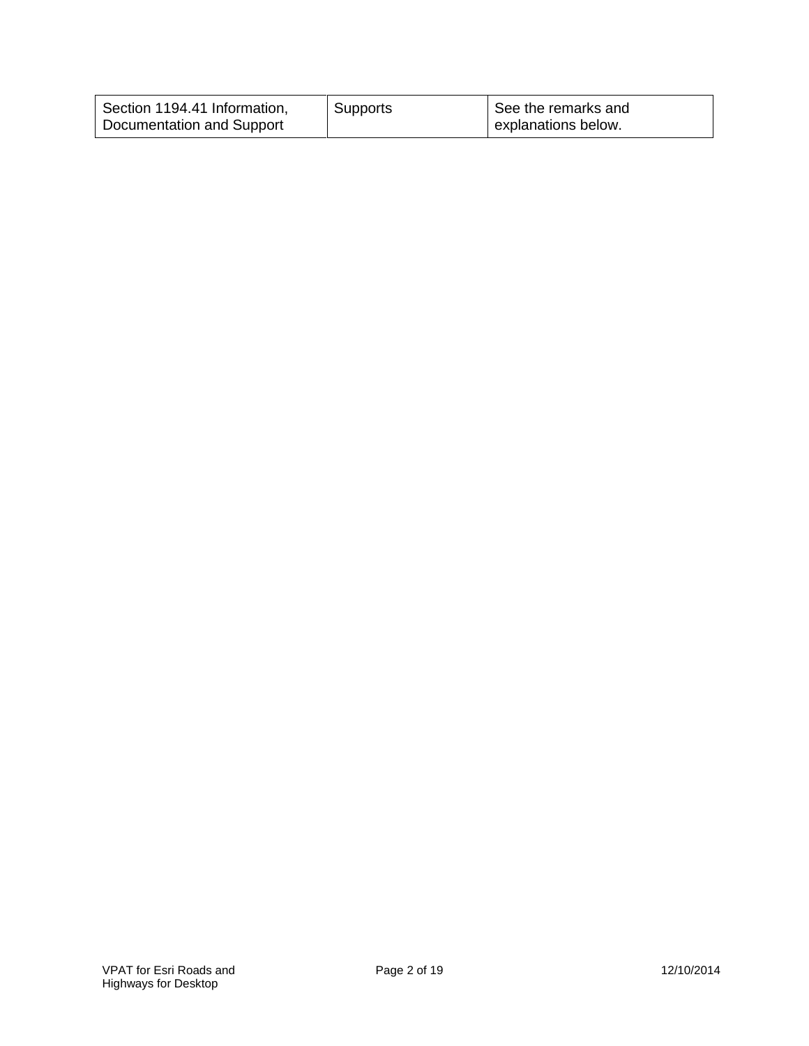| Section 1194.41 Information, Documentation and Support | Supports | See the remarks and explanations below. |
| --- | --- | --- |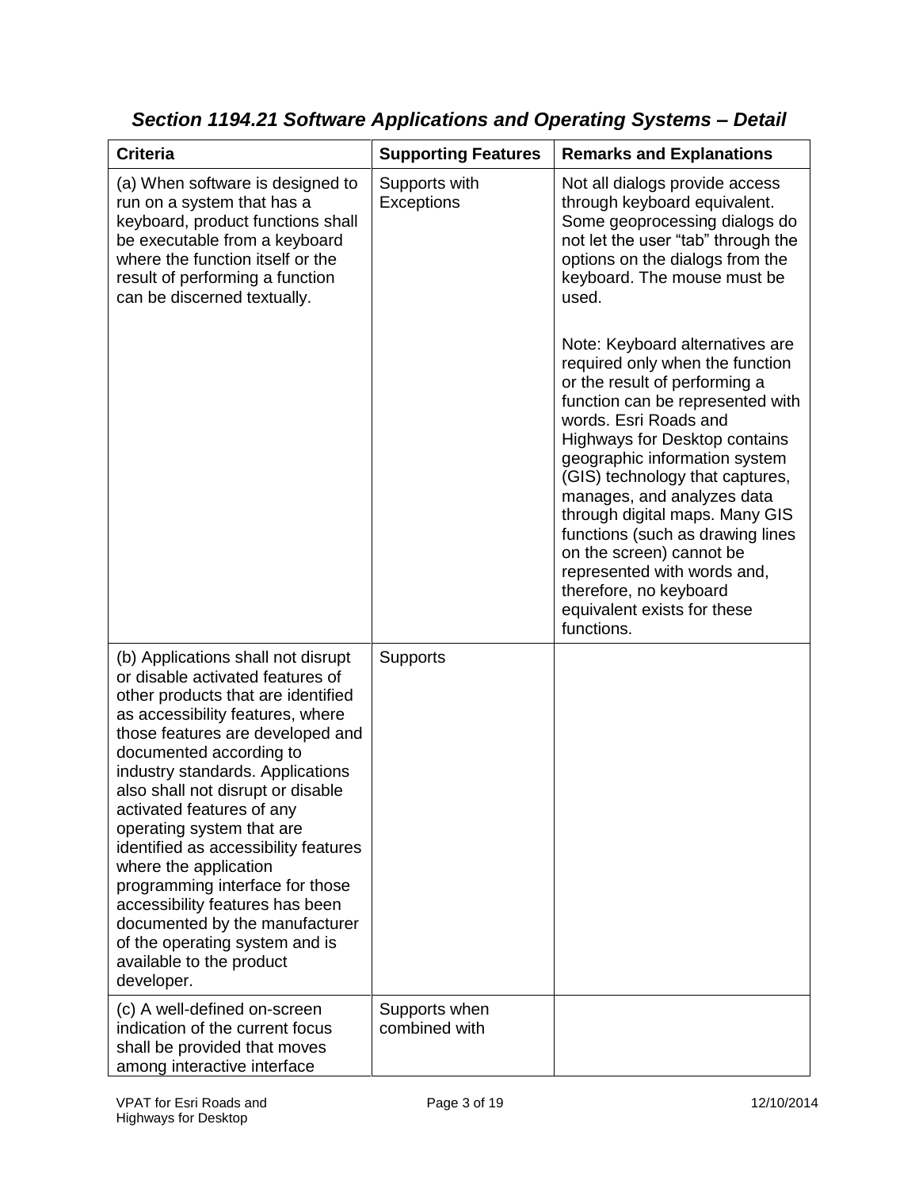### *Section 1194.21 Software Applications and Operating Systems – Detail*

| Criteria | Supporting Features | Remarks and Explanations |
|---|---|---|
| (a) When software is designed to run on a system that has a keyboard, product functions shall be executable from a keyboard where the function itself or the result of performing a function can be discerned textually. | Supports with Exceptions | Not all dialogs provide access through keyboard equivalent. Some geoprocessing dialogs do not let the user "tab" through the options on the dialogs from the keyboard. The mouse must be used.<br><br>Note: Keyboard alternatives are required only when the function or the result of performing a function can be represented with words. Esri Roads and Highways for Desktop contains geographic information system (GIS) technology that captures, manages, and analyzes data through digital maps. Many GIS functions (such as drawing lines on the screen) cannot be represented with words and, therefore, no keyboard equivalent exists for these functions. |
| (b) Applications shall not disrupt or disable activated features of other products that are identified as accessibility features, where those features are developed and documented according to industry standards. Applications also shall not disrupt or disable activated features of any operating system that are identified as accessibility features where the application programming interface for those accessibility features has been documented by the manufacturer of the operating system and is available to the product developer. | Supports | |
| (c) A well-defined on-screen indication of the current focus shall be provided that moves among interactive interface | Supports when combined with | |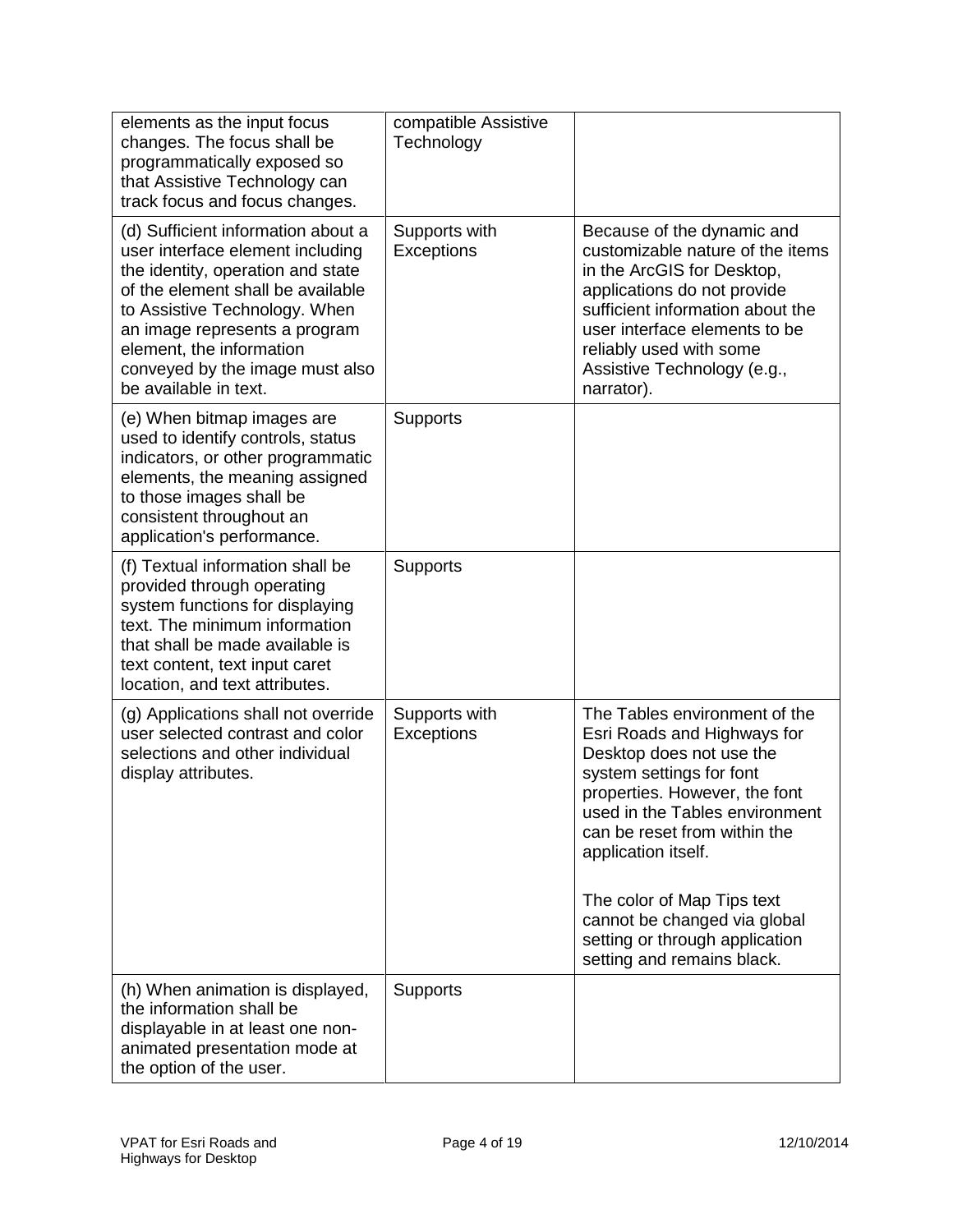| | | |
|---|---|---|
| elements as the input focus changes. The focus shall be programmatically exposed so that Assistive Technology can track focus and focus changes. | compatible Assistive Technology | |
| (d) Sufficient information about a user interface element including the identity, operation and state of the element shall be available to Assistive Technology. When an image represents a program element, the information conveyed by the image must also be available in text. | Supports with Exceptions | Because of the dynamic and customizable nature of the items in the ArcGIS for Desktop, applications do not provide sufficient information about the user interface elements to be reliably used with some Assistive Technology (e.g., narrator). |
| (e) When bitmap images are used to identify controls, status indicators, or other programmatic elements, the meaning assigned to those images shall be consistent throughout an application's performance. | Supports | |
| (f) Textual information shall be provided through operating system functions for displaying text. The minimum information that shall be made available is text content, text input caret location, and text attributes. | Supports | |
| (g) Applications shall not override user selected contrast and color selections and other individual display attributes. | Supports with Exceptions | The Tables environment of the Esri Roads and Highways for Desktop does not use the system settings for font properties. However, the font used in the Tables environment can be reset from within the application itself.<br><br>The color of Map Tips text cannot be changed via global setting or through application setting and remains black. |
| (h) When animation is displayed, the information shall be displayable in at least one non-animated presentation mode at the option of the user. | Supports | |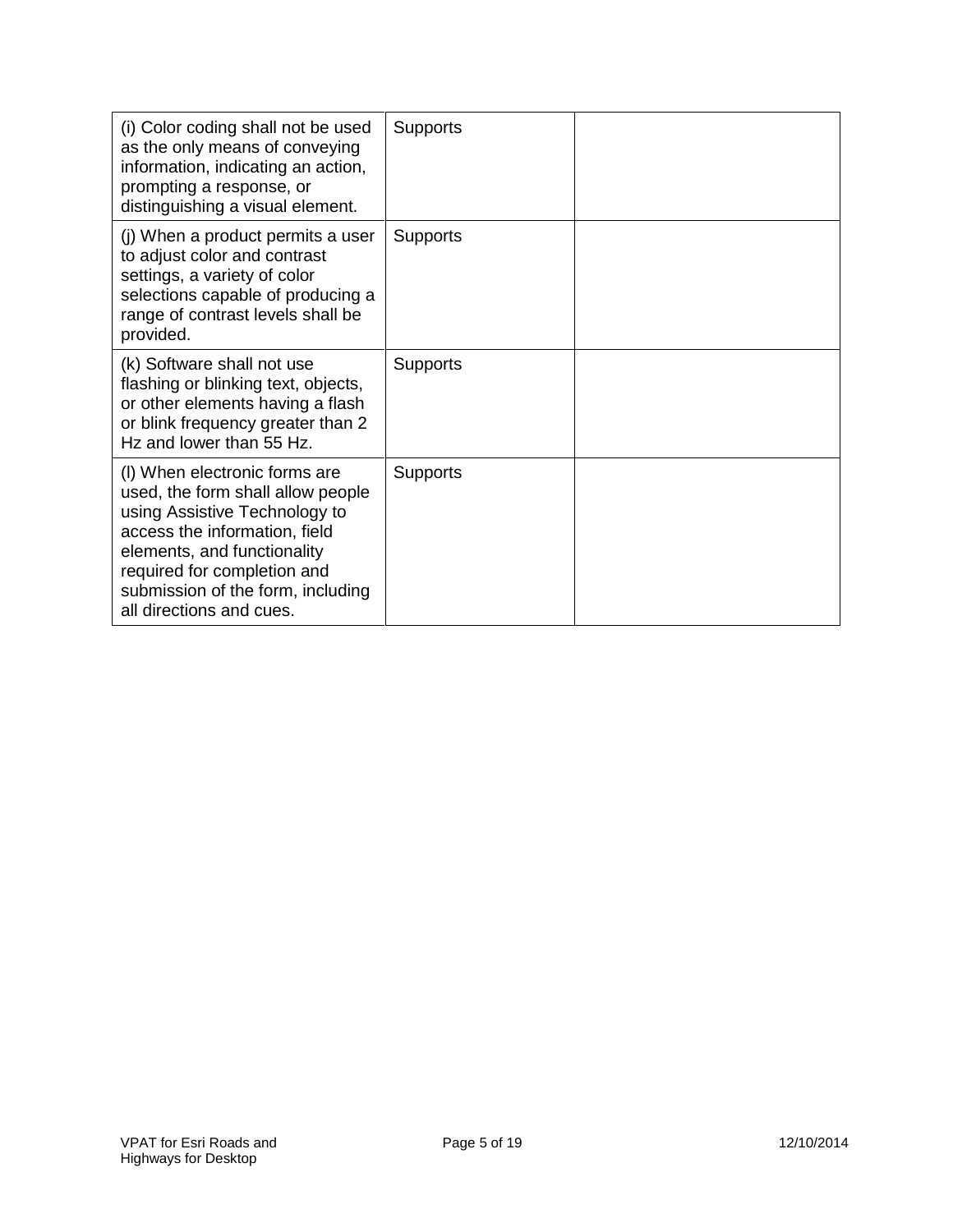| | | |
|---|---|---|
| (i) Color coding shall not be used as the only means of conveying information, indicating an action, prompting a response, or distinguishing a visual element. | Supports | |
| (j) When a product permits a user to adjust color and contrast settings, a variety of color selections capable of producing a range of contrast levels shall be provided. | Supports | |
| (k) Software shall not use flashing or blinking text, objects, or other elements having a flash or blink frequency greater than 2 Hz and lower than 55 Hz. | Supports | |
| (l) When electronic forms are used, the form shall allow people using Assistive Technology to access the information, field elements, and functionality required for completion and submission of the form, including all directions and cues. | Supports | |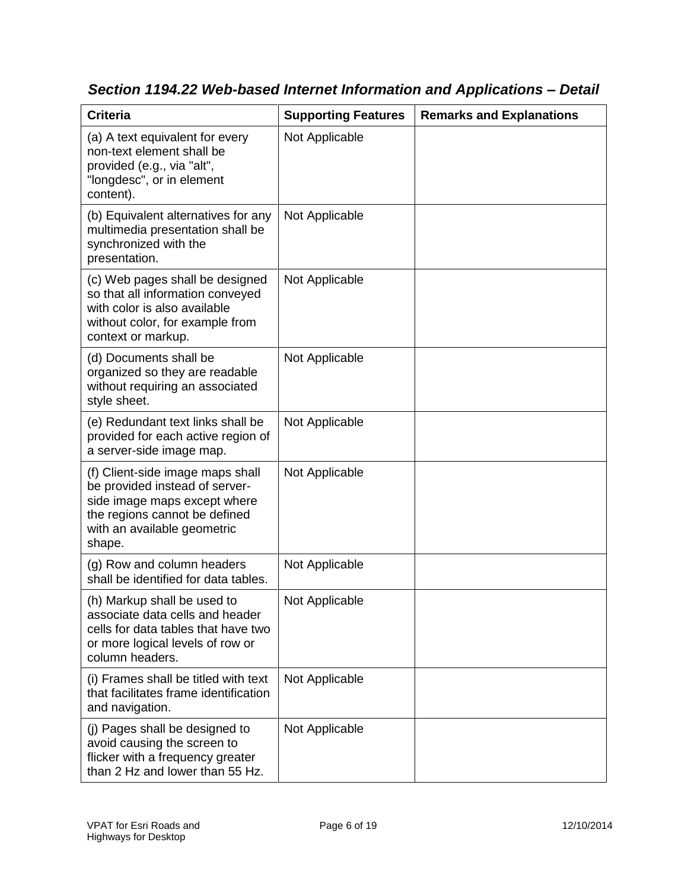## *Section 1194.22 Web-based Internet Information and Applications – Detail*

| Criteria | Supporting Features | Remarks and Explanations |
|---|---|---|
| (a) A text equivalent for every non-text element shall be provided (e.g., via "alt", "longdesc", or in element content). | Not Applicable | |
| (b) Equivalent alternatives for any multimedia presentation shall be synchronized with the presentation. | Not Applicable | |
| (c) Web pages shall be designed so that all information conveyed with color is also available without color, for example from context or markup. | Not Applicable | |
| (d) Documents shall be organized so they are readable without requiring an associated style sheet. | Not Applicable | |
| (e) Redundant text links shall be provided for each active region of a server-side image map. | Not Applicable | |
| (f) Client-side image maps shall be provided instead of server-side image maps except where the regions cannot be defined with an available geometric shape. | Not Applicable | |
| (g) Row and column headers shall be identified for data tables. | Not Applicable | |
| (h) Markup shall be used to associate data cells and header cells for data tables that have two or more logical levels of row or column headers. | Not Applicable | |
| (i) Frames shall be titled with text that facilitates frame identification and navigation. | Not Applicable | |
| (j) Pages shall be designed to avoid causing the screen to flicker with a frequency greater than 2 Hz and lower than 55 Hz. | Not Applicable | |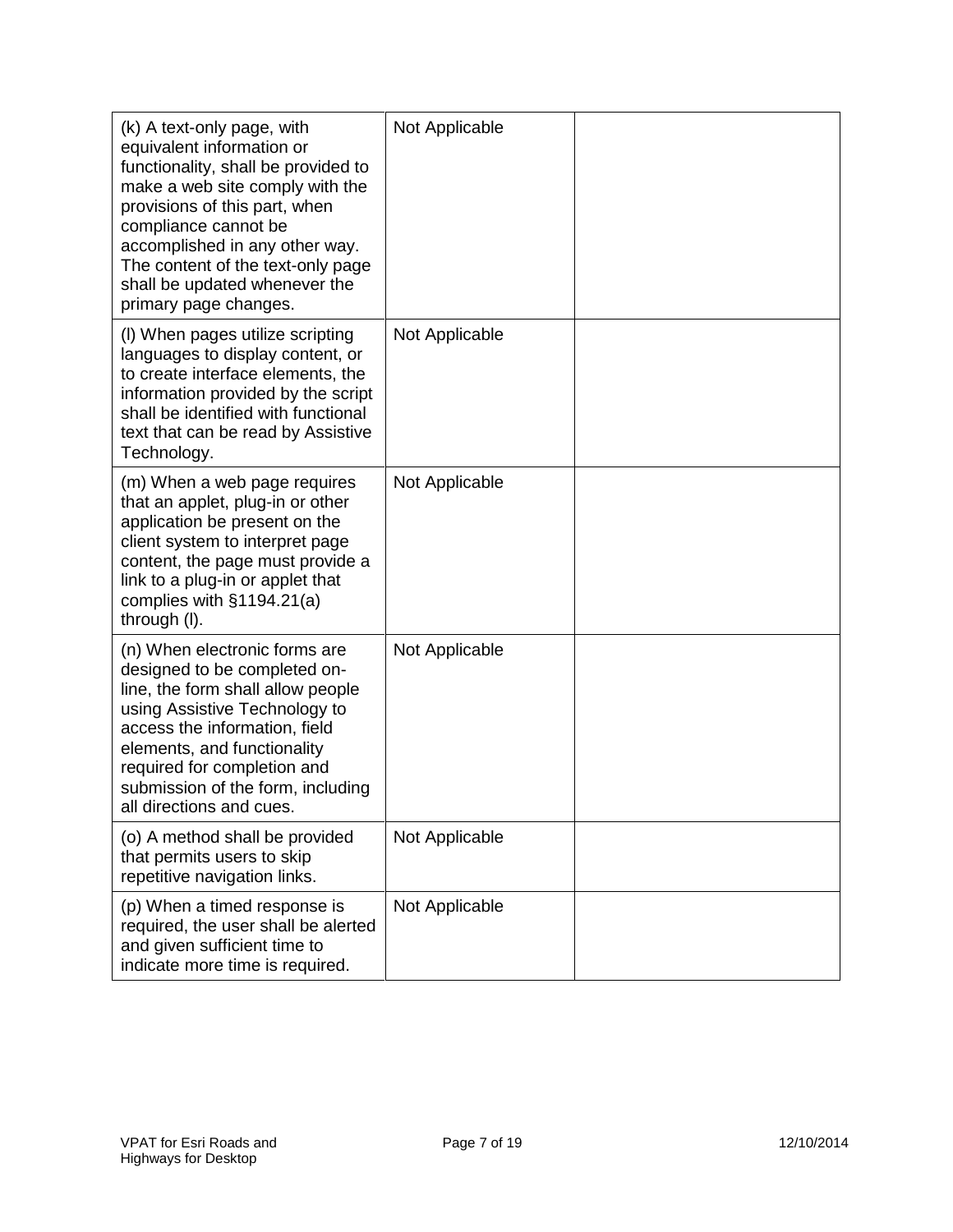| | | |
|---|---|---|
| (k) A text-only page, with equivalent information or functionality, shall be provided to make a web site comply with the provisions of this part, when compliance cannot be accomplished in any other way. The content of the text-only page shall be updated whenever the primary page changes. | Not Applicable | |
| (l) When pages utilize scripting languages to display content, or to create interface elements, the information provided by the script shall be identified with functional text that can be read by Assistive Technology. | Not Applicable | |
| (m) When a web page requires that an applet, plug-in or other application be present on the client system to interpret page content, the page must provide a link to a plug-in or applet that complies with §1194.21(a) through (l). | Not Applicable | |
| (n) When electronic forms are designed to be completed on-line, the form shall allow people using Assistive Technology to access the information, field elements, and functionality required for completion and submission of the form, including all directions and cues. | Not Applicable | |
| (o) A method shall be provided that permits users to skip repetitive navigation links. | Not Applicable | |
| (p) When a timed response is required, the user shall be alerted and given sufficient time to indicate more time is required. | Not Applicable | |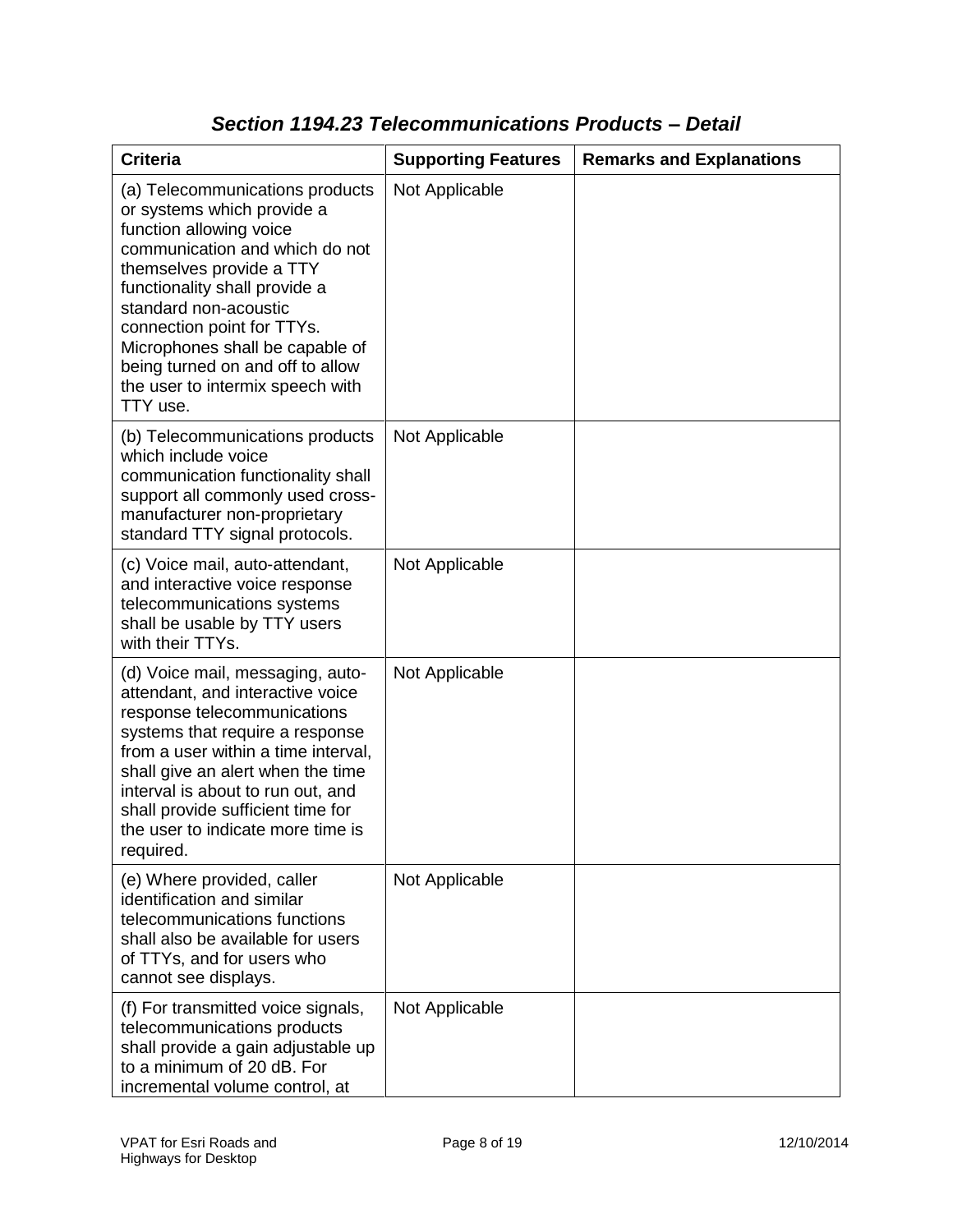### *Section 1194.23 Telecommunications Products – Detail*

| Criteria | Supporting Features | Remarks and Explanations |
|---|---|---|
| (a) Telecommunications products or systems which provide a function allowing voice communication and which do not themselves provide a TTY functionality shall provide a standard non-acoustic connection point for TTYs. Microphones shall be capable of being turned on and off to allow the user to intermix speech with TTY use. | Not Applicable | |
| (b) Telecommunications products which include voice communication functionality shall support all commonly used cross-manufacturer non-proprietary standard TTY signal protocols. | Not Applicable | |
| (c) Voice mail, auto-attendant, and interactive voice response telecommunications systems shall be usable by TTY users with their TTYs. | Not Applicable | |
| (d) Voice mail, messaging, auto-attendant, and interactive voice response telecommunications systems that require a response from a user within a time interval, shall give an alert when the time interval is about to run out, and shall provide sufficient time for the user to indicate more time is required. | Not Applicable | |
| (e) Where provided, caller identification and similar telecommunications functions shall also be available for users of TTYs, and for users who cannot see displays. | Not Applicable | |
| (f) For transmitted voice signals, telecommunications products shall provide a gain adjustable up to a minimum of 20 dB. For incremental volume control, at | Not Applicable | |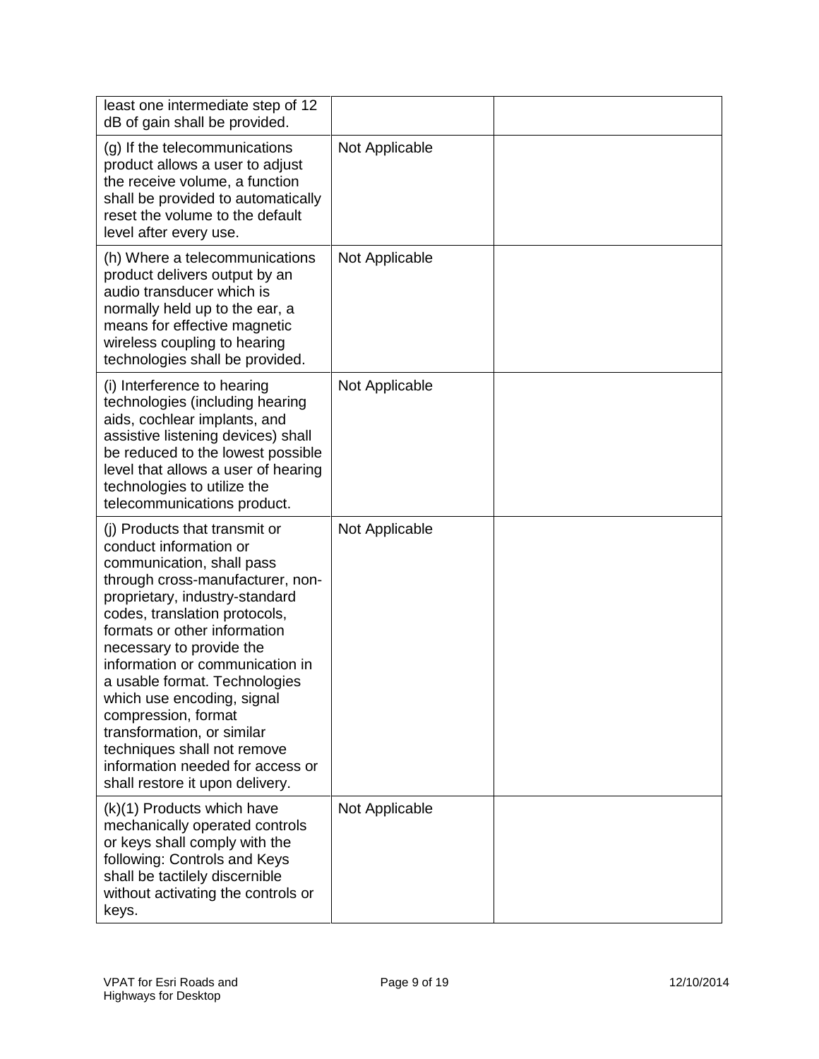| | | |
|---|---|---|
| least one intermediate step of 12 dB of gain shall be provided. | | |
| (g) If the telecommunications product allows a user to adjust the receive volume, a function shall be provided to automatically reset the volume to the default level after every use. | Not Applicable | |
| (h) Where a telecommunications product delivers output by an audio transducer which is normally held up to the ear, a means for effective magnetic wireless coupling to hearing technologies shall be provided. | Not Applicable | |
| (i) Interference to hearing technologies (including hearing aids, cochlear implants, and assistive listening devices) shall be reduced to the lowest possible level that allows a user of hearing technologies to utilize the telecommunications product. | Not Applicable | |
| (j) Products that transmit or conduct information or communication, shall pass through cross-manufacturer, non-proprietary, industry-standard codes, translation protocols, formats or other information necessary to provide the information or communication in a usable format. Technologies which use encoding, signal compression, format transformation, or similar techniques shall not remove information needed for access or shall restore it upon delivery. | Not Applicable | |
| (k)(1) Products which have mechanically operated controls or keys shall comply with the following: Controls and Keys shall be tactilely discernible without activating the controls or keys. | Not Applicable | |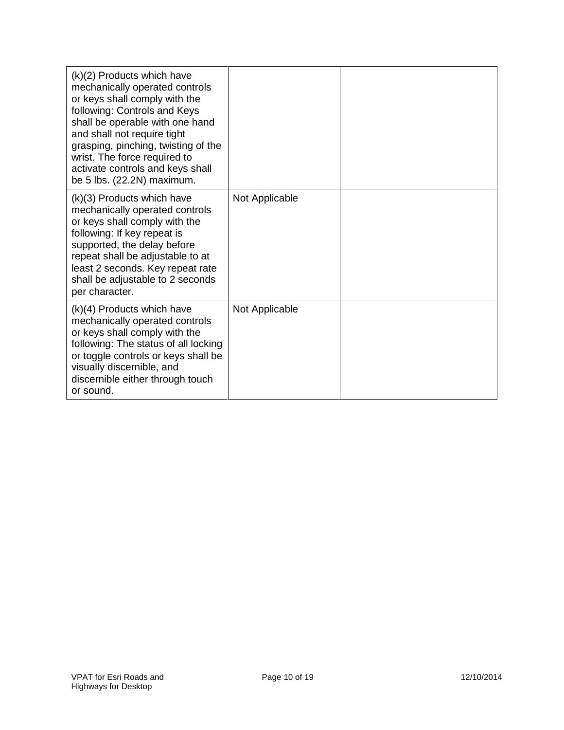| | | |
|---|---|---|
| (k)(2) Products which have mechanically operated controls or keys shall comply with the following: Controls and Keys shall be operable with one hand and shall not require tight grasping, pinching, twisting of the wrist. The force required to activate controls and keys shall be 5 lbs. (22.2N) maximum. | | |
| (k)(3) Products which have mechanically operated controls or keys shall comply with the following: If key repeat is supported, the delay before repeat shall be adjustable to at least 2 seconds. Key repeat rate shall be adjustable to 2 seconds per character. | Not Applicable | |
| (k)(4) Products which have mechanically operated controls or keys shall comply with the following: The status of all locking or toggle controls or keys shall be visually discernible, and discernible either through touch or sound. | Not Applicable | |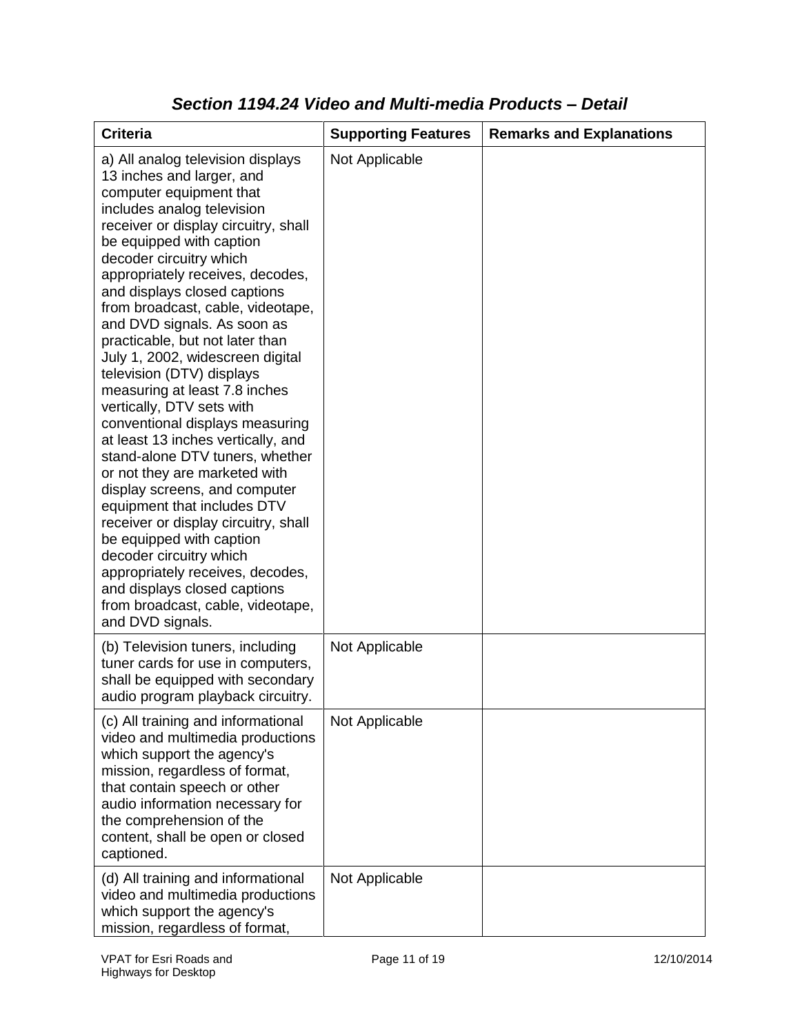## *Section 1194.24 Video and Multi-media Products – Detail*

| Criteria | Supporting Features | Remarks and Explanations |
| --- | --- | --- |
| a) All analog television displays 13 inches and larger, and computer equipment that includes analog television receiver or display circuitry, shall be equipped with caption decoder circuitry which appropriately receives, decodes, and displays closed captions from broadcast, cable, videotape, and DVD signals. As soon as practicable, but not later than July 1, 2002, widescreen digital television (DTV) displays measuring at least 7.8 inches vertically, DTV sets with conventional displays measuring at least 13 inches vertically, and stand-alone DTV tuners, whether or not they are marketed with display screens, and computer equipment that includes DTV receiver or display circuitry, shall be equipped with caption decoder circuitry which appropriately receives, decodes, and displays closed captions from broadcast, cable, videotape, and DVD signals. | Not Applicable | |
| (b) Television tuners, including tuner cards for use in computers, shall be equipped with secondary audio program playback circuitry. | Not Applicable | |
| (c) All training and informational video and multimedia productions which support the agency's mission, regardless of format, that contain speech or other audio information necessary for the comprehension of the content, shall be open or closed captioned. | Not Applicable | |
| (d) All training and informational video and multimedia productions which support the agency's mission, regardless of format, | Not Applicable | |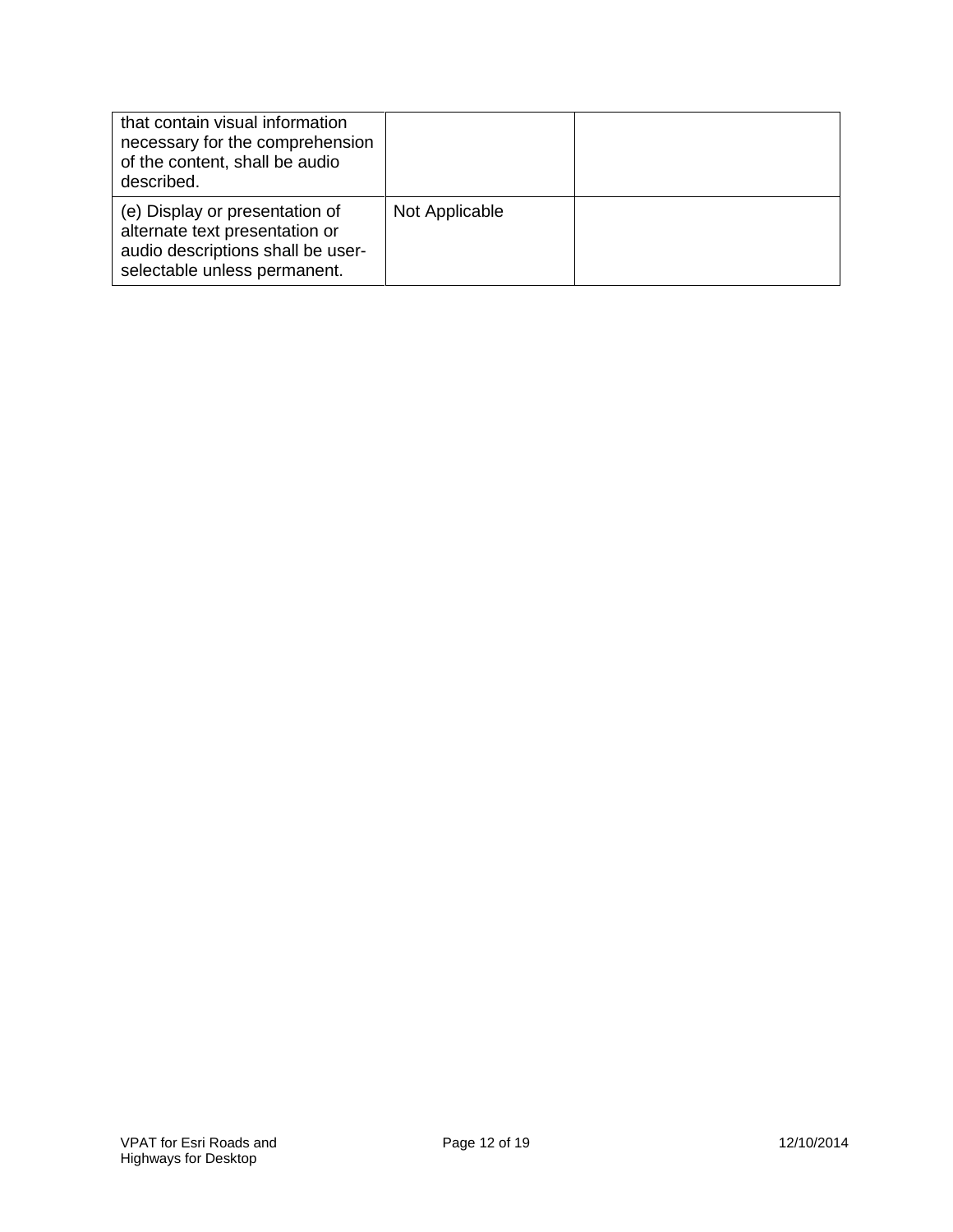| | | |
|---|---|---|
| that contain visual information necessary for the comprehension of the content, shall be audio described. | | |
| (e) Display or presentation of alternate text presentation or audio descriptions shall be user-selectable unless permanent. | Not Applicable | |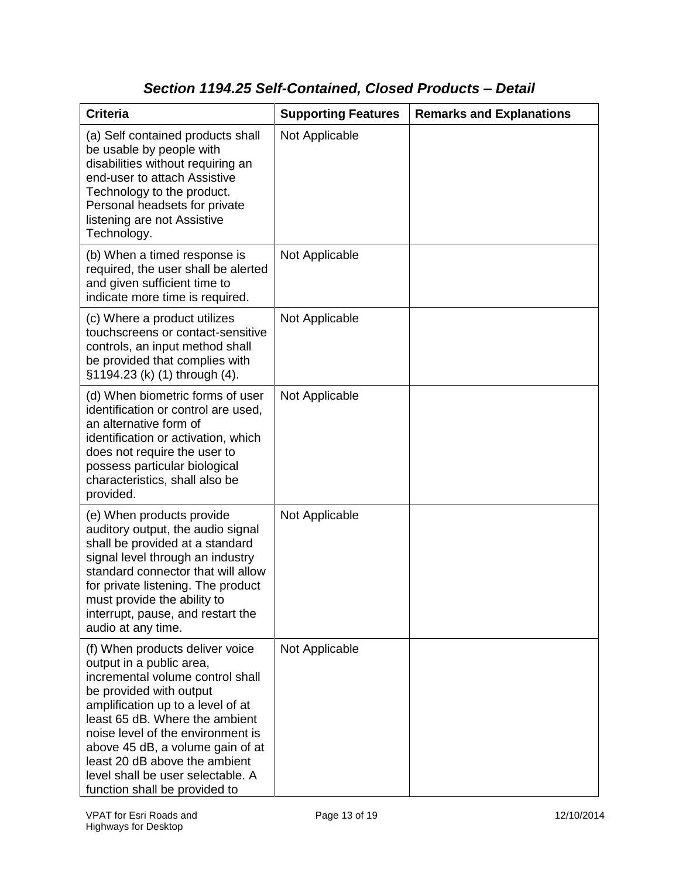## *Section 1194.25 Self-Contained, Closed Products – Detail*

| Criteria | Supporting Features | Remarks and Explanations |
|---|---|---|
| (a) Self contained products shall be usable by people with disabilities without requiring an end-user to attach Assistive Technology to the product. Personal headsets for private listening are not Assistive Technology. | Not Applicable | |
| (b) When a timed response is required, the user shall be alerted and given sufficient time to indicate more time is required. | Not Applicable | |
| (c) Where a product utilizes touchscreens or contact-sensitive controls, an input method shall be provided that complies with §1194.23 (k) (1) through (4). | Not Applicable | |
| (d) When biometric forms of user identification or control are used, an alternative form of identification or activation, which does not require the user to possess particular biological characteristics, shall also be provided. | Not Applicable | |
| (e) When products provide auditory output, the audio signal shall be provided at a standard signal level through an industry standard connector that will allow for private listening. The product must provide the ability to interrupt, pause, and restart the audio at any time. | Not Applicable | |
| (f) When products deliver voice output in a public area, incremental volume control shall be provided with output amplification up to a level of at least 65 dB. Where the ambient noise level of the environment is above 45 dB, a volume gain of at least 20 dB above the ambient level shall be user selectable. A function shall be provided to | Not Applicable | |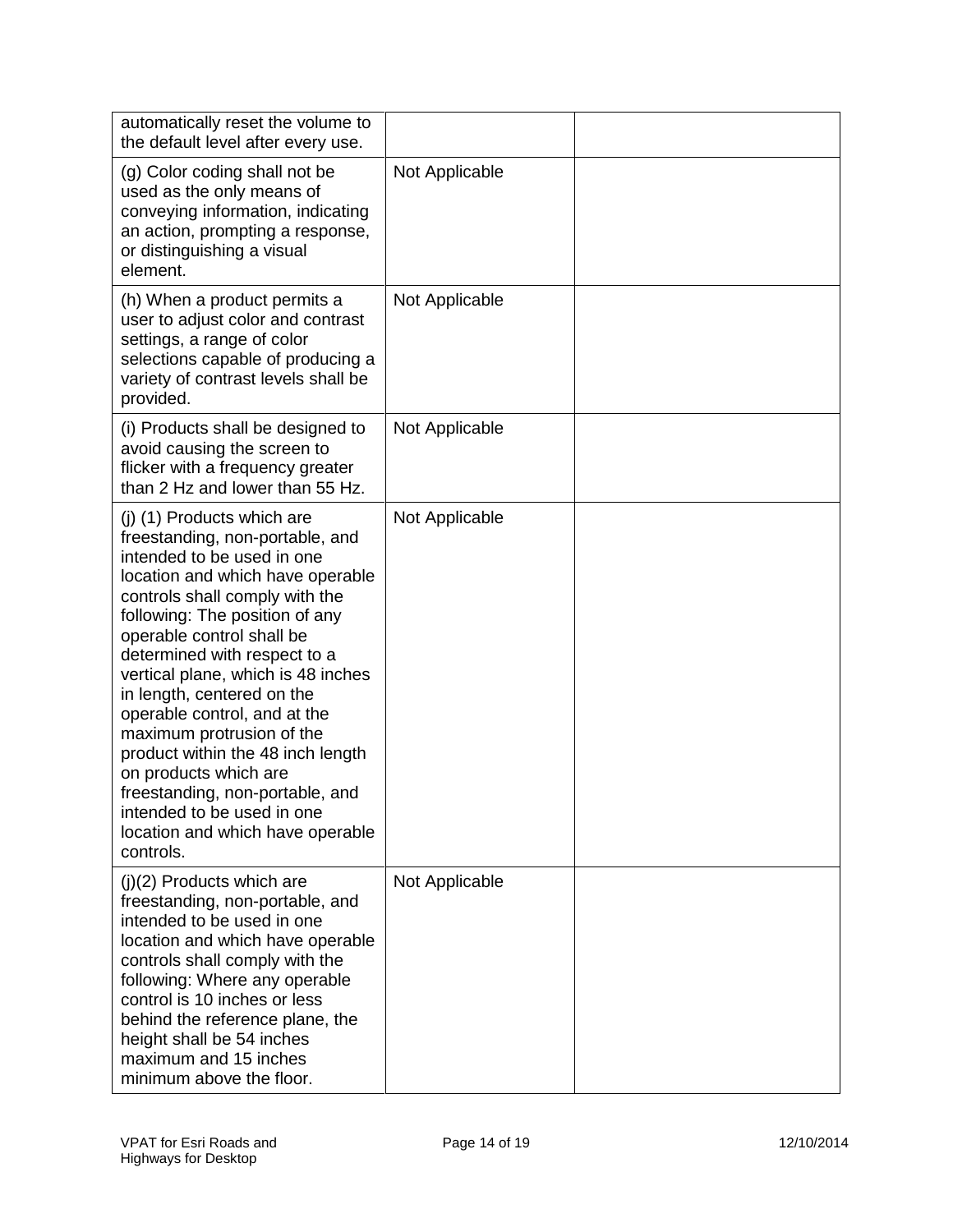| | | |
|---|---|---|
| automatically reset the volume to the default level after every use. | | |
| (g) Color coding shall not be used as the only means of conveying information, indicating an action, prompting a response, or distinguishing a visual element. | Not Applicable | |
| (h) When a product permits a user to adjust color and contrast settings, a range of color selections capable of producing a variety of contrast levels shall be provided. | Not Applicable | |
| (i) Products shall be designed to avoid causing the screen to flicker with a frequency greater than 2 Hz and lower than 55 Hz. | Not Applicable | |
| (j) (1) Products which are freestanding, non-portable, and intended to be used in one location and which have operable controls shall comply with the following: The position of any operable control shall be determined with respect to a vertical plane, which is 48 inches in length, centered on the operable control, and at the maximum protrusion of the product within the 48 inch length on products which are freestanding, non-portable, and intended to be used in one location and which have operable controls. | Not Applicable | |
| (j)(2) Products which are freestanding, non-portable, and intended to be used in one location and which have operable controls shall comply with the following: Where any operable control is 10 inches or less behind the reference plane, the height shall be 54 inches maximum and 15 inches minimum above the floor. | Not Applicable | |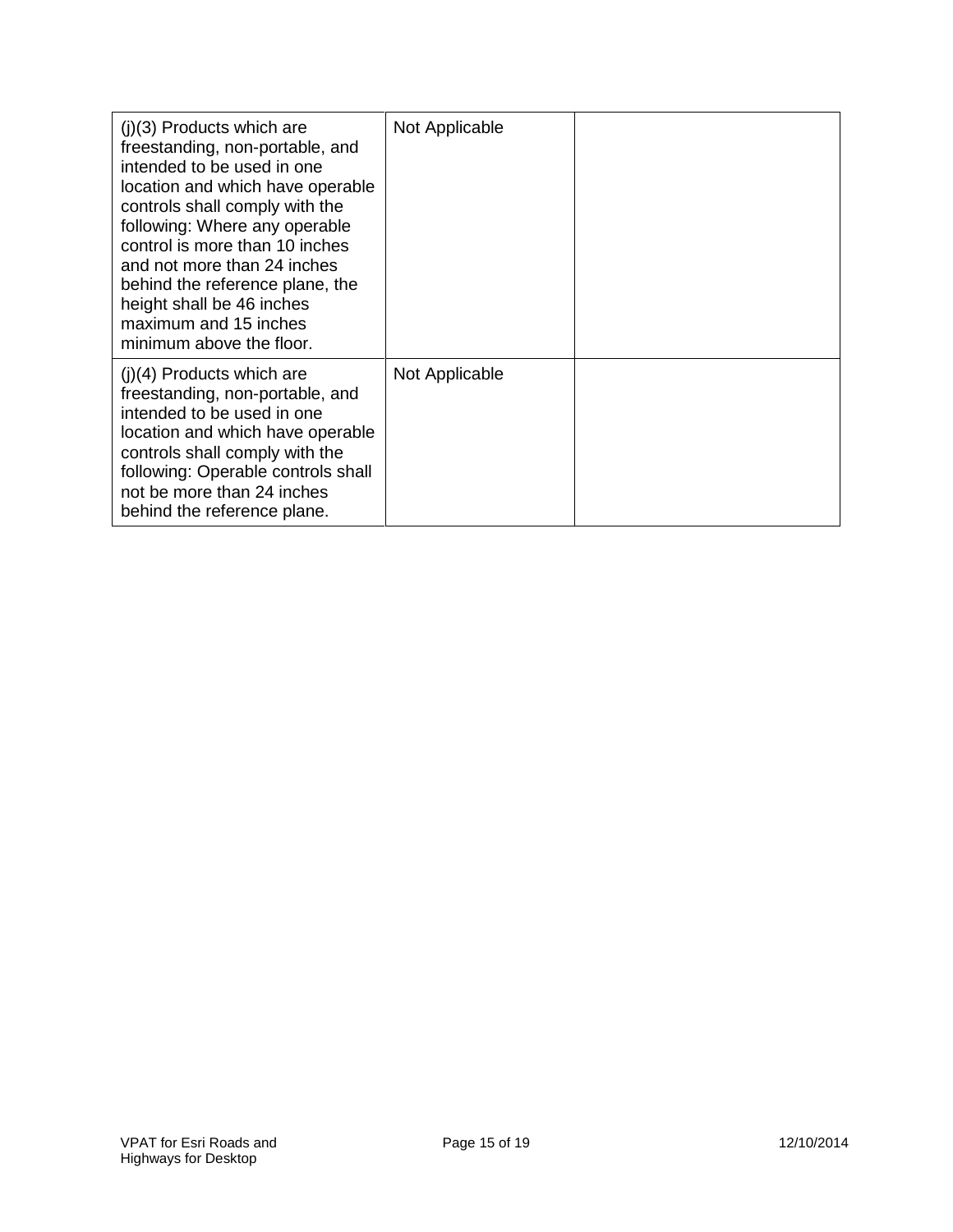| | | |
|---|---|---|
| (j)(3) Products which are freestanding, non-portable, and intended to be used in one location and which have operable controls shall comply with the following: Where any operable control is more than 10 inches and not more than 24 inches behind the reference plane, the height shall be 46 inches maximum and 15 inches minimum above the floor. | Not Applicable | |
| (j)(4) Products which are freestanding, non-portable, and intended to be used in one location and which have operable controls shall comply with the following: Operable controls shall not be more than 24 inches behind the reference plane. | Not Applicable | |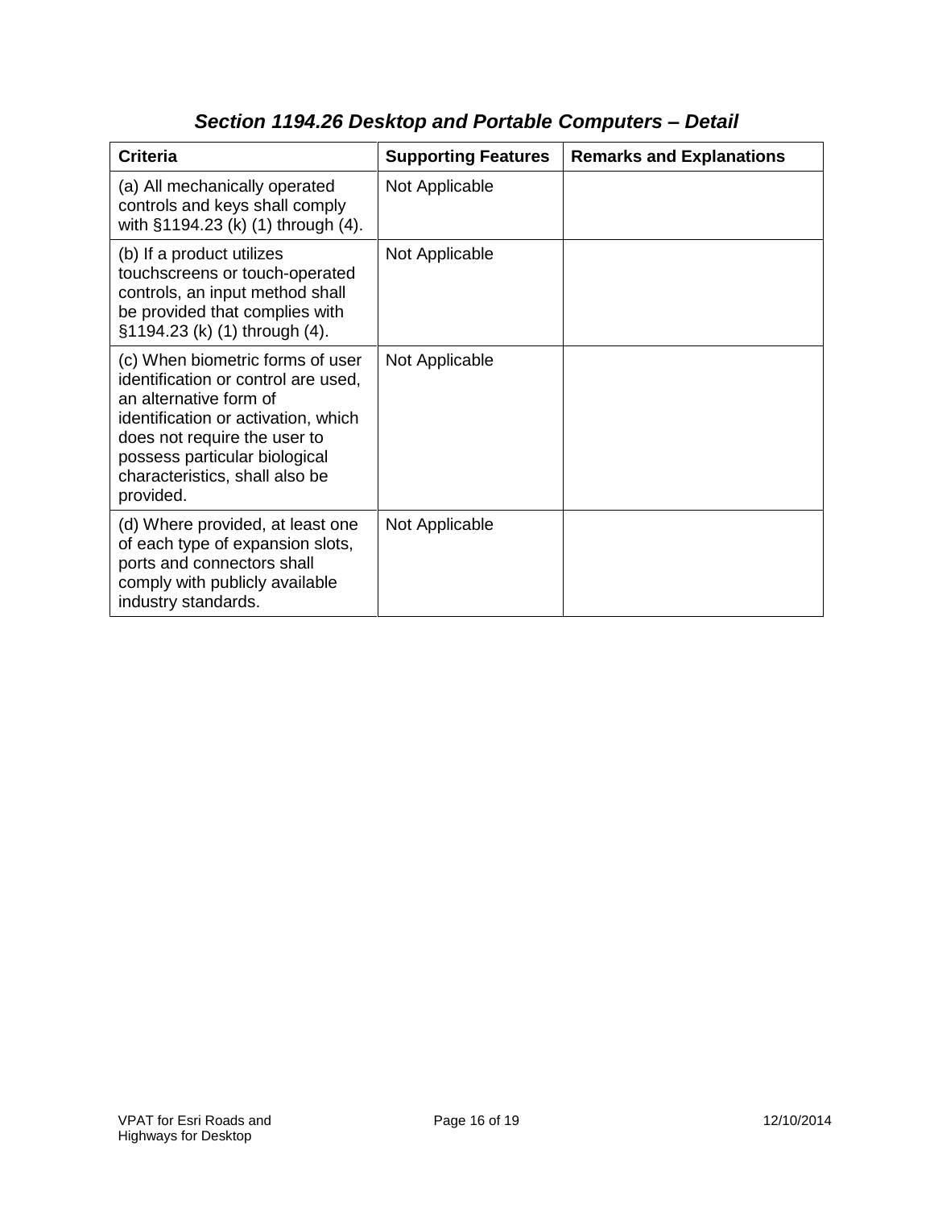## *Section 1194.26 Desktop and Portable Computers – Detail*

| Criteria | Supporting Features | Remarks and Explanations |
| --- | --- | --- |
| (a) All mechanically operated controls and keys shall comply with §1194.23 (k) (1) through (4). | Not Applicable | |
| (b) If a product utilizes touchscreens or touch-operated controls, an input method shall be provided that complies with §1194.23 (k) (1) through (4). | Not Applicable | |
| (c) When biometric forms of user identification or control are used, an alternative form of identification or activation, which does not require the user to possess particular biological characteristics, shall also be provided. | Not Applicable | |
| (d) Where provided, at least one of each type of expansion slots, ports and connectors shall comply with publicly available industry standards. | Not Applicable | |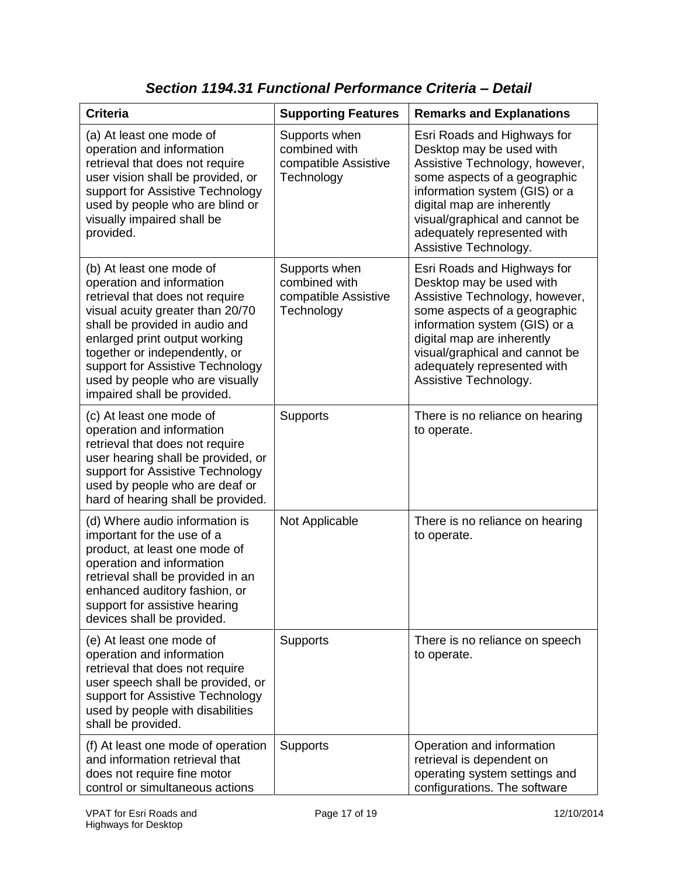### *Section 1194.31 Functional Performance Criteria – Detail*

| Criteria | Supporting Features | Remarks and Explanations |
|---|---|---|
| (a) At least one mode of operation and information retrieval that does not require user vision shall be provided, or support for Assistive Technology used by people who are blind or visually impaired shall be provided. | Supports when combined with compatible Assistive Technology | Esri Roads and Highways for Desktop may be used with Assistive Technology, however, some aspects of a geographic information system (GIS) or a digital map are inherently visual/graphical and cannot be adequately represented with Assistive Technology. |
| (b) At least one mode of operation and information retrieval that does not require visual acuity greater than 20/70 shall be provided in audio and enlarged print output working together or independently, or support for Assistive Technology used by people who are visually impaired shall be provided. | Supports when combined with compatible Assistive Technology | Esri Roads and Highways for Desktop may be used with Assistive Technology, however, some aspects of a geographic information system (GIS) or a digital map are inherently visual/graphical and cannot be adequately represented with Assistive Technology. |
| (c) At least one mode of operation and information retrieval that does not require user hearing shall be provided, or support for Assistive Technology used by people who are deaf or hard of hearing shall be provided. | Supports | There is no reliance on hearing to operate. |
| (d) Where audio information is important for the use of a product, at least one mode of operation and information retrieval shall be provided in an enhanced auditory fashion, or support for assistive hearing devices shall be provided. | Not Applicable | There is no reliance on hearing to operate. |
| (e) At least one mode of operation and information retrieval that does not require user speech shall be provided, or support for Assistive Technology used by people with disabilities shall be provided. | Supports | There is no reliance on speech to operate. |
| (f) At least one mode of operation and information retrieval that does not require fine motor control or simultaneous actions | Supports | Operation and information retrieval is dependent on operating system settings and configurations. The software |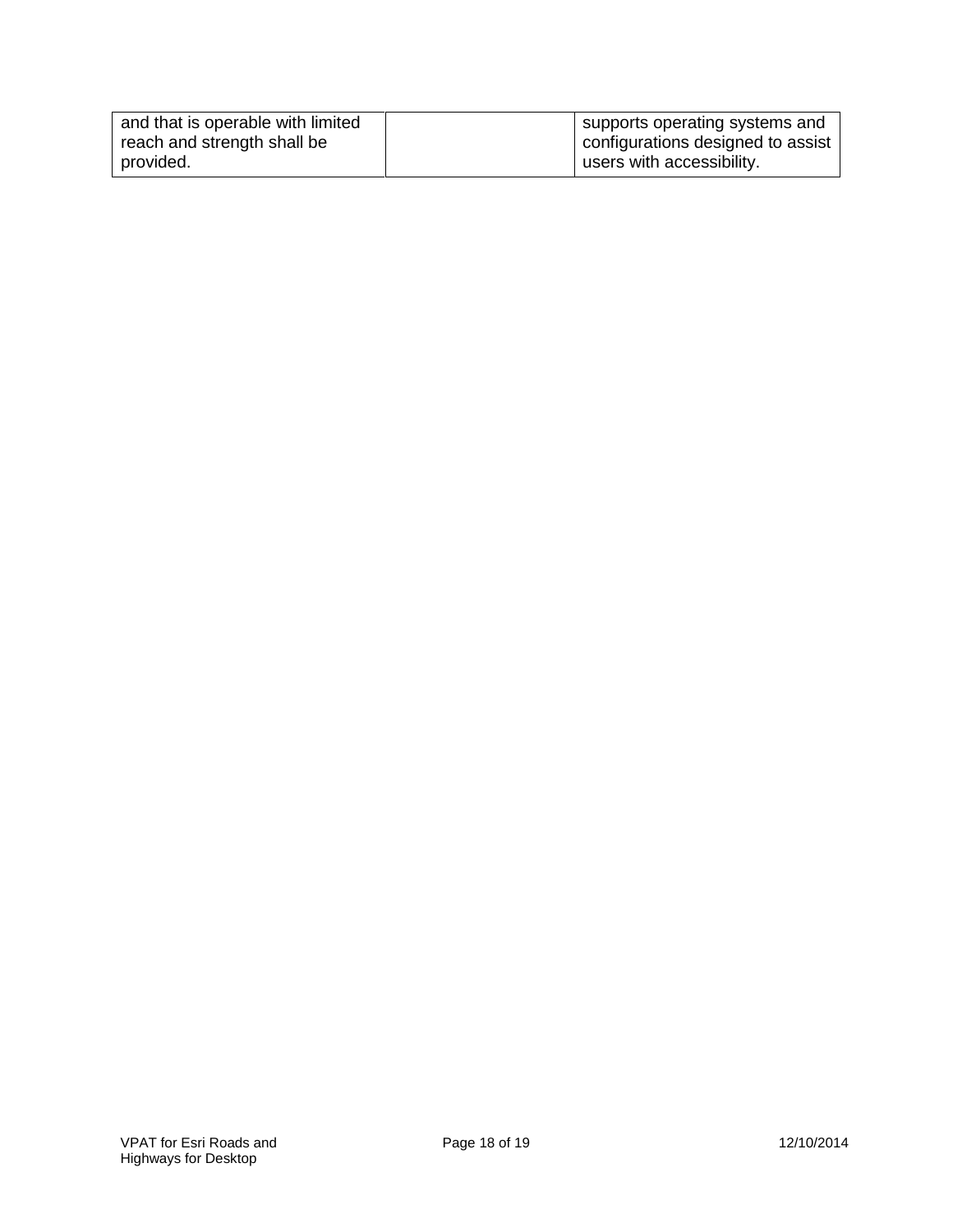| | | |
|---|---|---|
| and that is operable with limited reach and strength shall be provided. | | supports operating systems and configurations designed to assist users with accessibility. |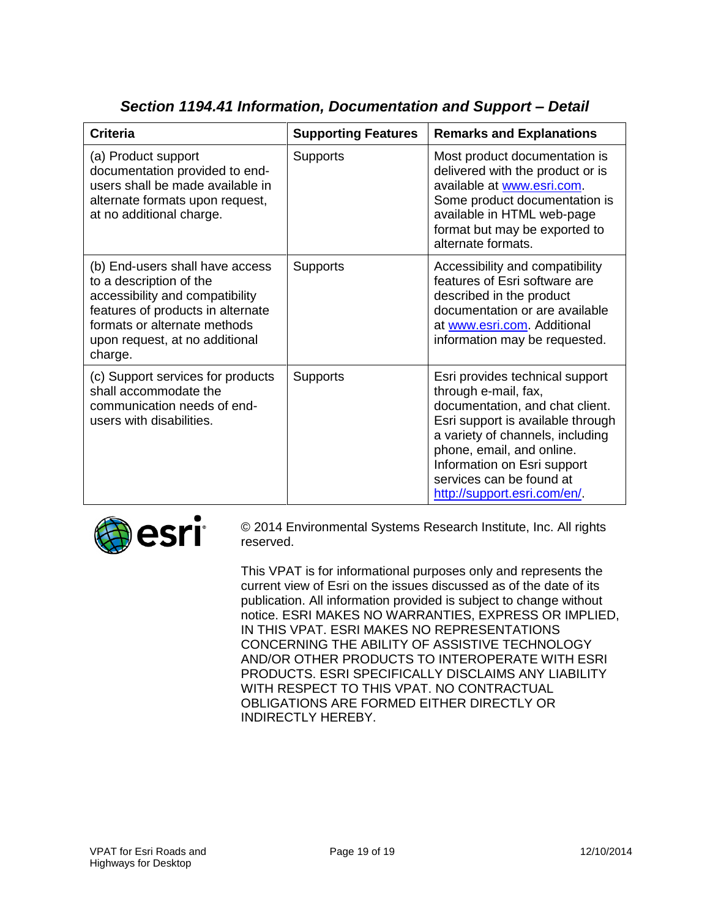### *Section 1194.41 Information, Documentation and Support – Detail*

| Criteria | Supporting Features | Remarks and Explanations |
|---|---|---|
| (a) Product support documentation provided to end-users shall be made available in alternate formats upon request, at no additional charge. | Supports | Most product documentation is delivered with the product or is available at www.esri.com. Some product documentation is available in HTML web-page format but may be exported to alternate formats. |
| (b) End-users shall have access to a description of the accessibility and compatibility features of products in alternate formats or alternate methods upon request, at no additional charge. | Supports | Accessibility and compatibility features of Esri software are described in the product documentation or are available at www.esri.com. Additional information may be requested. |
| (c) Support services for products shall accommodate the communication needs of end-users with disabilities. | Supports | Esri provides technical support through e-mail, fax, documentation, and chat client. Esri support is available through a variety of channels, including phone, email, and online. Information on Esri support services can be found at http://support.esri.com/en/. |

© 2014 Environmental Systems Research Institute, Inc. All rights reserved.

This VPAT is for informational purposes only and represents the current view of Esri on the issues discussed as of the date of its publication. All information provided is subject to change without notice. ESRI MAKES NO WARRANTIES, EXPRESS OR IMPLIED, IN THIS VPAT. ESRI MAKES NO REPRESENTATIONS CONCERNING THE ABILITY OF ASSISTIVE TECHNOLOGY AND/OR OTHER PRODUCTS TO INTEROPERATE WITH ESRI PRODUCTS. ESRI SPECIFICALLY DISCLAIMS ANY LIABILITY WITH RESPECT TO THIS VPAT. NO CONTRACTUAL OBLIGATIONS ARE FORMED EITHER DIRECTLY OR INDIRECTLY HEREBY.